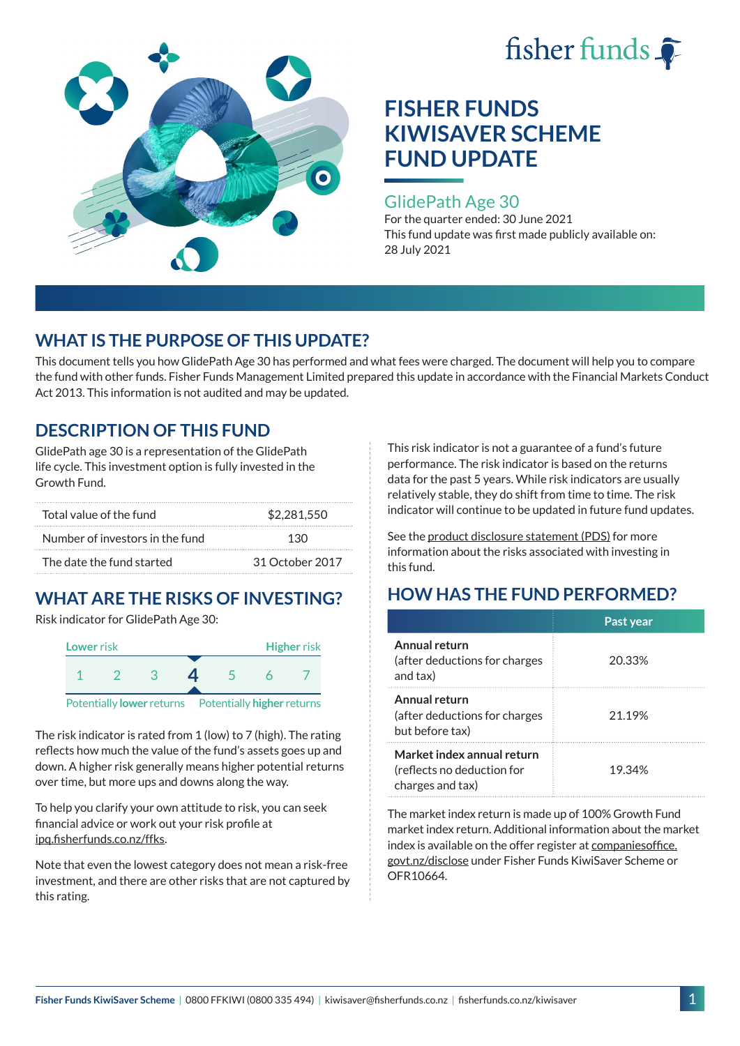# FISHER FUNDS KIWISAVER SCHEME FUND UPDATE

## GlidePath Age 30

For the quarter ended: 30 June 2021

This fund update was first made publicly available on: 28 July 2021

## WHAT IS THE PURPOSE OF THIS UPDATE?

This document tells you how GlidePath Age 30 has performed and what fees were charged. The document will help you to compare the fund with other funds. Fisher Funds Management Limited prepared this update in accordance with the Financial Markets Conduct Act 2013. This information is not audited and may be updated.

## DESCRIPTION OF THIS FUND

GlidePath age 30 is a representation of the GlidePath life cycle. This investment option is fully invested in the Growth Fund.

| | |
|---|---|
| Total value of the fund | $2,281,550 |
| Number of investors in the fund | 130 |
| The date the fund started | 31 October 2017 |

## WHAT ARE THE RISKS OF INVESTING?

Risk indicator for GlidePath Age 30:

Lower risk — Higher risk

1 2 3 **4** 5 6 7

Potentially **lower** returns — Potentially **higher** returns

The risk indicator is rated from 1 (low) to 7 (high). The rating reflects how much the value of the fund's assets goes up and down. A higher risk generally means higher potential returns over time, but more ups and downs along the way.

To help you clarify your own attitude to risk, you can seek financial advice or work out your risk profile at ipq.fisherfunds.co.nz/ffks.

Note that even the lowest category does not mean a risk-free investment, and there are other risks that are not captured by this rating.

This risk indicator is not a guarantee of a fund's future performance. The risk indicator is based on the returns data for the past 5 years. While risk indicators are usually relatively stable, they do shift from time to time. The risk indicator will continue to be updated in future fund updates.

See the product disclosure statement (PDS) for more information about the risks associated with investing in this fund.

## HOW HAS THE FUND PERFORMED?

| | Past year |
|---|---|
| **Annual return** (after deductions for charges and tax) | 20.33% |
| **Annual return** (after deductions for charges but before tax) | 21.19% |
| **Market index annual return** (reflects no deduction for charges and tax) | 19.34% |

The market index return is made up of 100% Growth Fund market index return. Additional information about the market index is available on the offer register at companiesoffice.govt.nz/disclose under Fisher Funds KiwiSaver Scheme or OFR10664.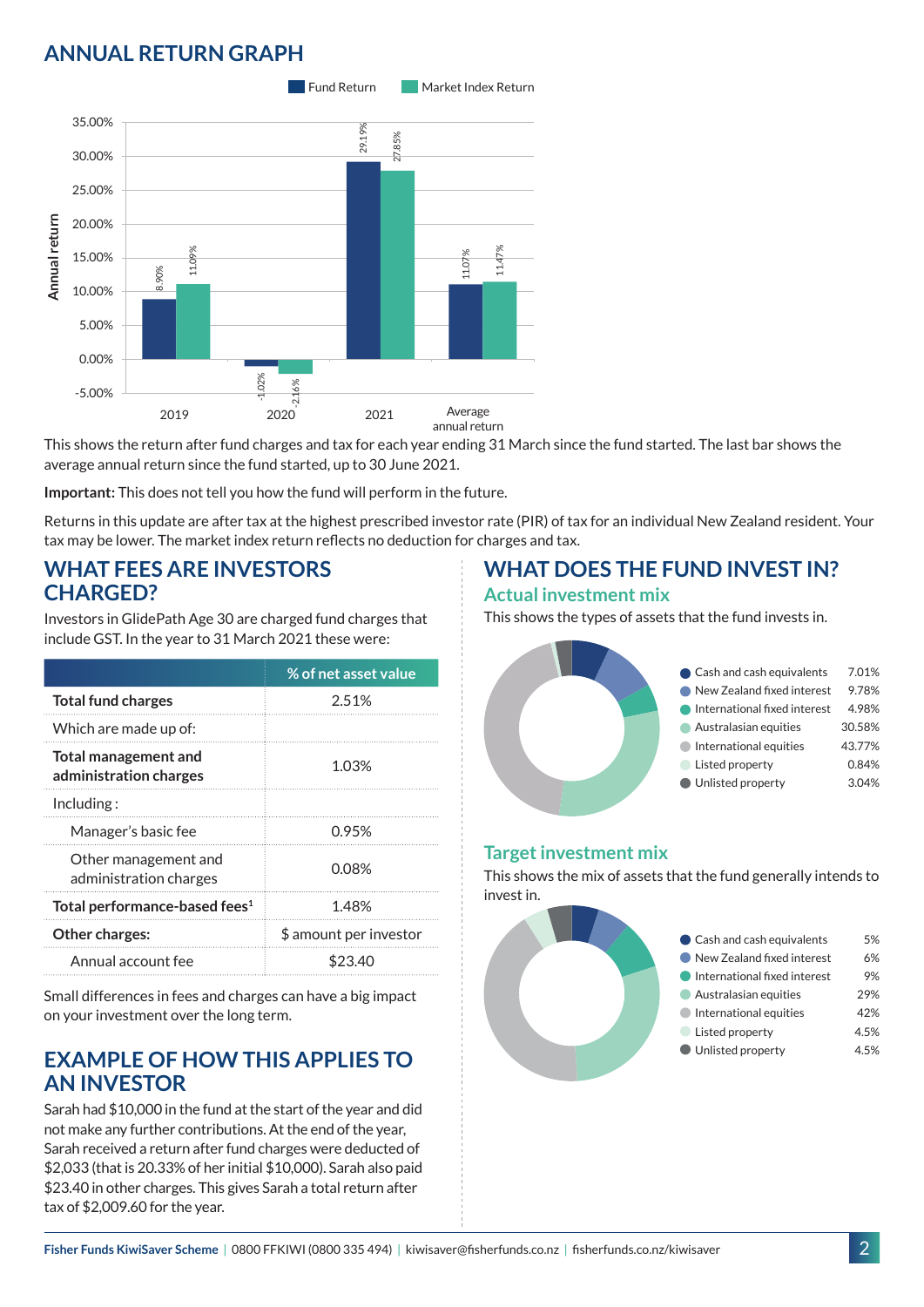## ANNUAL RETURN GRAPH

| | Fund Return | Market Index Return |
|---|---|---|
| 2019 | 8.90% | 11.09% |
| 2020 | -1.02% | -2.16% |
| 2021 | 29.19% | 27.85% |
| Average annual return | 11.07% | 11.47% |

This shows the return after fund charges and tax for each year ending 31 March since the fund started. The last bar shows the average annual return since the fund started, up to 30 June 2021.

**Important:** This does not tell you how the fund will perform in the future.

Returns in this update are after tax at the highest prescribed investor rate (PIR) of tax for an individual New Zealand resident. Your tax may be lower. The market index return reflects no deduction for charges and tax.

## WHAT FEES ARE INVESTORS CHARGED?

Investors in GlidePath Age 30 are charged fund charges that include GST. In the year to 31 March 2021 these were:

| | % of net asset value |
|---|---|
| **Total fund charges** | 2.51% |
| Which are made up of: | |
| **Total management and administration charges** | 1.03% |
| Including : | |
| Manager's basic fee | 0.95% |
| Other management and administration charges | 0.08% |
| **Total performance-based fees**[1] | 1.48% |
| **Other charges:** | $ amount per investor |
| Annual account fee | $23.40 |

Small differences in fees and charges can have a big impact on your investment over the long term.

## EXAMPLE OF HOW THIS APPLIES TO AN INVESTOR

Sarah had $10,000 in the fund at the start of the year and did not make any further contributions. At the end of the year, Sarah received a return after fund charges were deducted of $2,033 (that is 20.33% of her initial $10,000). Sarah also paid $23.40 in other charges. This gives Sarah a total return after tax of $2,009.60 for the year.

## WHAT DOES THE FUND INVEST IN?

### Actual investment mix

This shows the types of assets that the fund invests in.

| Asset | % |
|---|---|
| Cash and cash equivalents | 7.01% |
| New Zealand fixed interest | 9.78% |
| International fixed interest | 4.98% |
| Australasian equities | 30.58% |
| International equities | 43.77% |
| Listed property | 0.84% |
| Unlisted property | 3.04% |

### Target investment mix

This shows the mix of assets that the fund generally intends to invest in.

| Asset | % |
|---|---|
| Cash and cash equivalents | 5% |
| New Zealand fixed interest | 6% |
| International fixed interest | 9% |
| Australasian equities | 29% |
| International equities | 42% |
| Listed property | 4.5% |
| Unlisted property | 4.5% |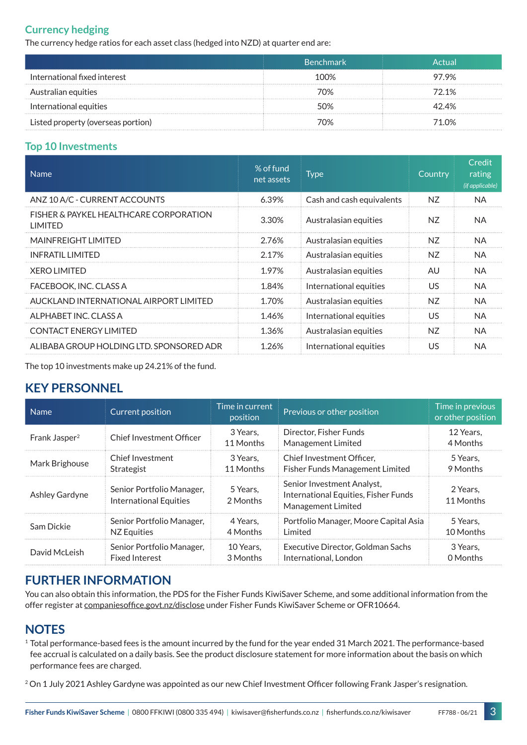## Currency hedging

The currency hedge ratios for each asset class (hedged into NZD) at quarter end are:

| | Benchmark | Actual |
|---|---|---|
| International fixed interest | 100% | 97.9% |
| Australian equities | 70% | 72.1% |
| International equities | 50% | 42.4% |
| Listed property (overseas portion) | 70% | 71.0% |

## Top 10 Investments

| Name | % of fund net assets | Type | Country | Credit rating (if applicable) |
|---|---|---|---|---|
| ANZ 10 A/C - CURRENT ACCOUNTS | 6.39% | Cash and cash equivalents | NZ | NA |
| FISHER & PAYKEL HEALTHCARE CORPORATION LIMITED | 3.30% | Australasian equities | NZ | NA |
| MAINFREIGHT LIMITED | 2.76% | Australasian equities | NZ | NA |
| INFRATIL LIMITED | 2.17% | Australasian equities | NZ | NA |
| XERO LIMITED | 1.97% | Australasian equities | AU | NA |
| FACEBOOK, INC. CLASS A | 1.84% | International equities | US | NA |
| AUCKLAND INTERNATIONAL AIRPORT LIMITED | 1.70% | Australasian equities | NZ | NA |
| ALPHABET INC. CLASS A | 1.46% | International equities | US | NA |
| CONTACT ENERGY LIMITED | 1.36% | Australasian equities | NZ | NA |
| ALIBABA GROUP HOLDING LTD. SPONSORED ADR | 1.26% | International equities | US | NA |

The top 10 investments make up 24.21% of the fund.

## KEY PERSONNEL

| Name | Current position | Time in current position | Previous or other position | Time in previous or other position |
|---|---|---|---|---|
| Frank Jasper[2] | Chief Investment Officer | 3 Years, 11 Months | Director, Fisher Funds Management Limited | 12 Years, 4 Months |
| Mark Brighouse | Chief Investment Strategist | 3 Years, 11 Months | Chief Investment Officer, Fisher Funds Management Limited | 5 Years, 9 Months |
| Ashley Gardyne | Senior Portfolio Manager, International Equities | 5 Years, 2 Months | Senior Investment Analyst, International Equities, Fisher Funds Management Limited | 2 Years, 11 Months |
| Sam Dickie | Senior Portfolio Manager, NZ Equities | 4 Years, 4 Months | Portfolio Manager, Moore Capital Asia Limited | 5 Years, 10 Months |
| David McLeish | Senior Portfolio Manager, Fixed Interest | 10 Years, 3 Months | Executive Director, Goldman Sachs International, London | 3 Years, 0 Months |

## FURTHER INFORMATION

You can also obtain this information, the PDS for the Fisher Funds KiwiSaver Scheme, and some additional information from the offer register at companiesoffice.govt.nz/disclose under Fisher Funds KiwiSaver Scheme or OFR10664.

## NOTES

[1] Total performance-based fees is the amount incurred by the fund for the year ended 31 March 2021. The performance-based fee accrual is calculated on a daily basis. See the product disclosure statement for more information about the basis on which performance fees are charged.

[2] On 1 July 2021 Ashley Gardyne was appointed as our new Chief Investment Officer following Frank Jasper's resignation.

**Fisher Funds KiwiSaver Scheme** | 0800 FFKIWI (0800 335 494) | kiwisaver@fisherfunds.co.nz | fisherfunds.co.nz/kiwisaver    FF788 - 06/21